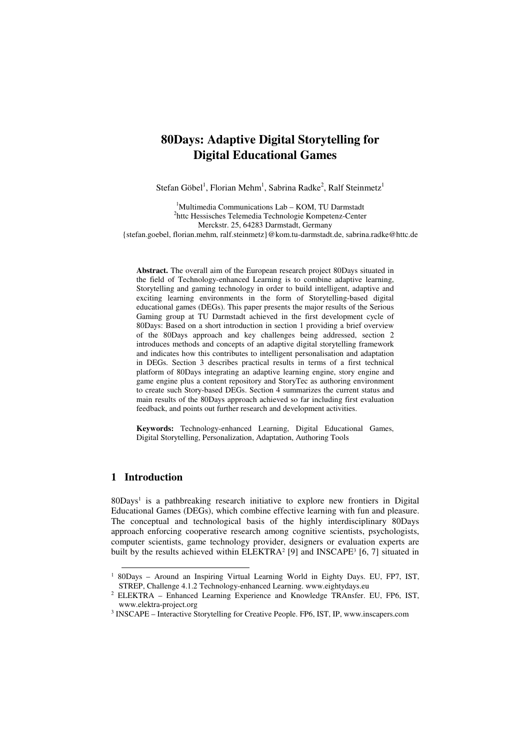# 80Days: Adaptive Digital Storytelling for Digital Educational Games

Stefan Göbel[1], Florian Mehm[1], Sabrina Radke[2], Ralf Steinmetz[1]

[1]Multimedia Communications Lab – KOM, TU Darmstadt
[2]httc Hessisches Telemedia Technologie Kompetenz-Center
Merckstr. 25, 64283 Darmstadt, Germany
{stefan.goebel, florian.mehm, ralf.steinmetz}@kom.tu-darmstadt.de, sabrina.radke@httc.de

**Abstract.** The overall aim of the European research project 80Days situated in the field of Technology-enhanced Learning is to combine adaptive learning, Storytelling and gaming technology in order to build intelligent, adaptive and exciting learning environments in the form of Storytelling-based digital educational games (DEGs). This paper presents the major results of the Serious Gaming group at TU Darmstadt achieved in the first development cycle of 80Days: Based on a short introduction in section 1 providing a brief overview of the 80Days approach and key challenges being addressed, section 2 introduces methods and concepts of an adaptive digital storytelling framework and indicates how this contributes to intelligent personalisation and adaptation in DEGs. Section 3 describes practical results in terms of a first technical platform of 80Days integrating an adaptive learning engine, story engine and game engine plus a content repository and StoryTec as authoring environment to create such Story-based DEGs. Section 4 summarizes the current status and main results of the 80Days approach achieved so far including first evaluation feedback, and points out further research and development activities.

**Keywords:** Technology-enhanced Learning, Digital Educational Games, Digital Storytelling, Personalization, Adaptation, Authoring Tools

## 1 Introduction

80Days[1] is a pathbreaking research initiative to explore new frontiers in Digital Educational Games (DEGs), which combine effective learning with fun and pleasure. The conceptual and technological basis of the highly interdisciplinary 80Days approach enforcing cooperative research among cognitive scientists, psychologists, computer scientists, game technology provider, designers or evaluation experts are built by the results achieved within ELEKTRA[2] [9] and INSCAPE[3] [6, 7] situated in

[1] 80Days – Around an Inspiring Virtual Learning World in Eighty Days. EU, FP7, IST, STREP, Challenge 4.1.2 Technology-enhanced Learning. www.eightydays.eu

[2] ELEKTRA – Enhanced Learning Experience and Knowledge TRAnsfer. EU, FP6, IST, www.elektra-project.org

[3] INSCAPE – Interactive Storytelling for Creative People. FP6, IST, IP, www.inscapers.com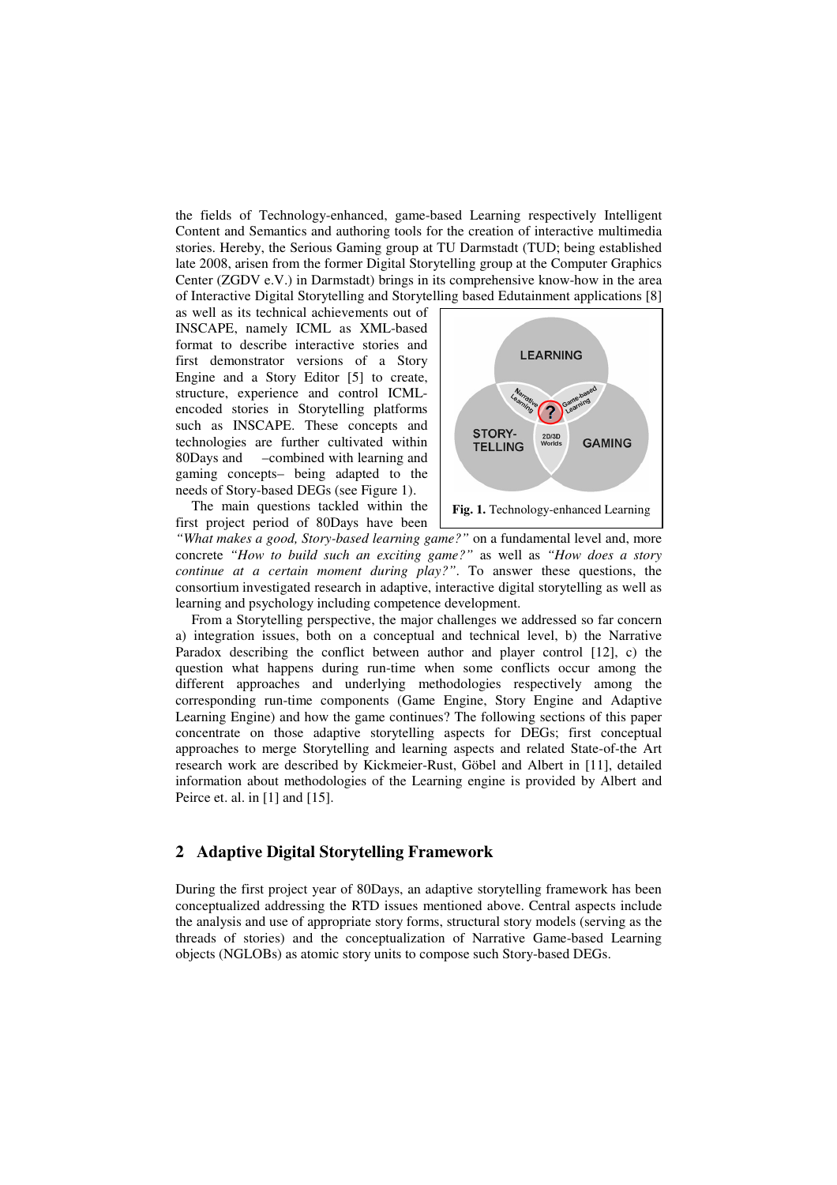the fields of Technology-enhanced, game-based Learning respectively Intelligent Content and Semantics and authoring tools for the creation of interactive multimedia stories. Hereby, the Serious Gaming group at TU Darmstadt (TUD; being established late 2008, arisen from the former Digital Storytelling group at the Computer Graphics Center (ZGDV e.V.) in Darmstadt) brings in its comprehensive know-how in the area of Interactive Digital Storytelling and Storytelling based Edutainment applications [8] as well as its technical achievements out of INSCAPE, namely ICML as XML-based format to describe interactive stories and first demonstrator versions of a Story Engine and a Story Editor [5] to create, structure, experience and control ICML-encoded stories in Storytelling platforms such as INSCAPE. These concepts and technologies are further cultivated within 80Days and –combined with learning and gaming concepts– being adapted to the needs of Story-based DEGs (see Figure 1).

**Fig. 1.** Technology-enhanced Learning

The main questions tackled within the first project period of 80Days have been *"What makes a good, Story-based learning game?"* on a fundamental level and, more concrete *"How to build such an exciting game?"* as well as *"How does a story continue at a certain moment during play?"*. To answer these questions, the consortium investigated research in adaptive, interactive digital storytelling as well as learning and psychology including competence development.

From a Storytelling perspective, the major challenges we addressed so far concern a) integration issues, both on a conceptual and technical level, b) the Narrative Paradox describing the conflict between author and player control [12], c) the question what happens during run-time when some conflicts occur among the different approaches and underlying methodologies respectively among the corresponding run-time components (Game Engine, Story Engine and Adaptive Learning Engine) and how the game continues? The following sections of this paper concentrate on those adaptive storytelling aspects for DEGs; first conceptual approaches to merge Storytelling and learning aspects and related State-of-the Art research work are described by Kickmeier-Rust, Göbel and Albert in [11], detailed information about methodologies of the Learning engine is provided by Albert and Peirce et. al. in [1] and [15].

## 2 Adaptive Digital Storytelling Framework

During the first project year of 80Days, an adaptive storytelling framework has been conceptualized addressing the RTD issues mentioned above. Central aspects include the analysis and use of appropriate story forms, structural story models (serving as the threads of stories) and the conceptualization of Narrative Game-based Learning objects (NGLOBs) as atomic story units to compose such Story-based DEGs.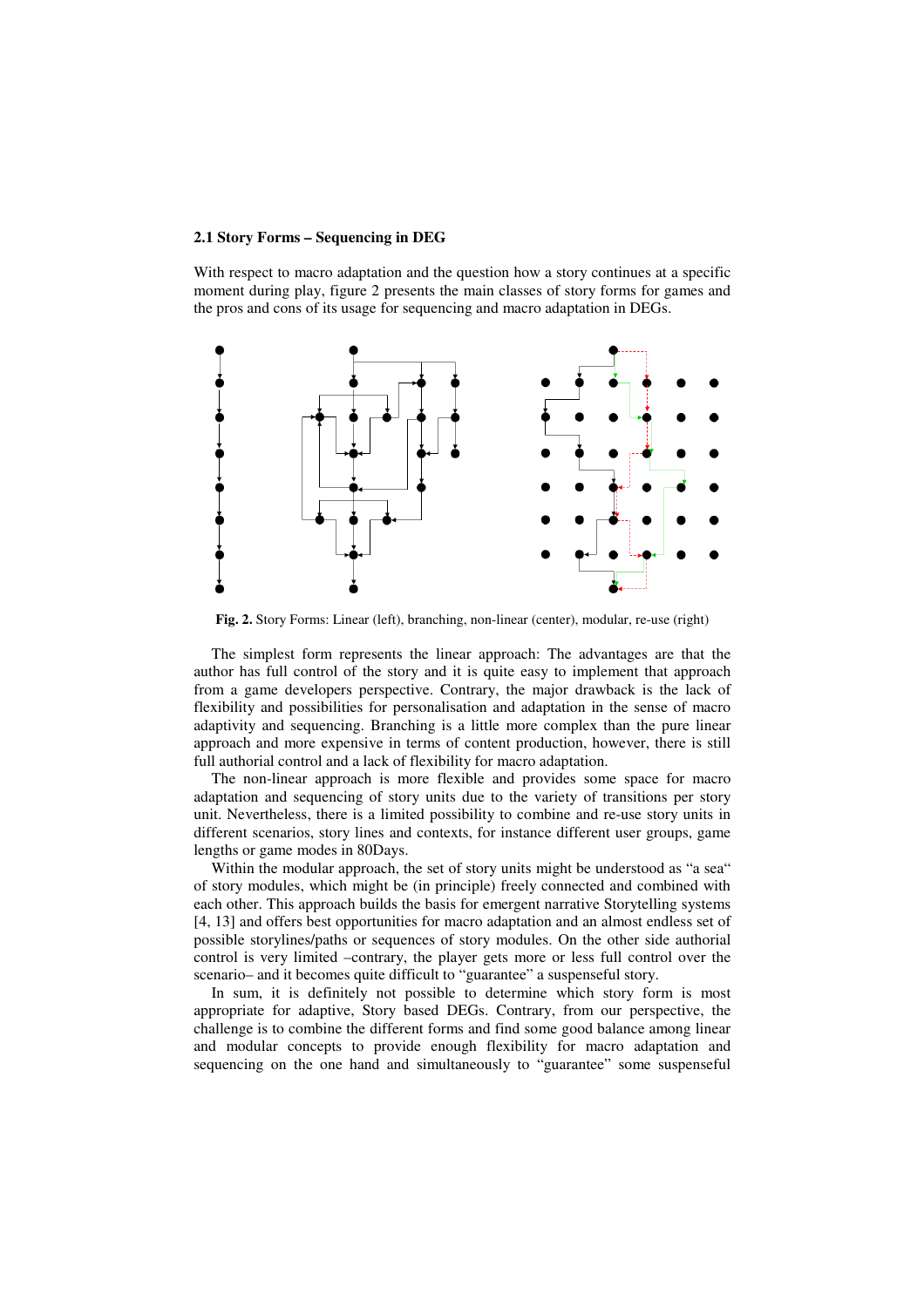### 2.1 Story Forms – Sequencing in DEG

With respect to macro adaptation and the question how a story continues at a specific moment during play, figure 2 presents the main classes of story forms for games and the pros and cons of its usage for sequencing and macro adaptation in DEGs.

**Fig. 2.** Story Forms: Linear (left), branching, non-linear (center), modular, re-use (right)

The simplest form represents the linear approach: The advantages are that the author has full control of the story and it is quite easy to implement that approach from a game developers perspective. Contrary, the major drawback is the lack of flexibility and possibilities for personalisation and adaptation in the sense of macro adaptivity and sequencing. Branching is a little more complex than the pure linear approach and more expensive in terms of content production, however, there is still full authorial control and a lack of flexibility for macro adaptation.

The non-linear approach is more flexible and provides some space for macro adaptation and sequencing of story units due to the variety of transitions per story unit. Nevertheless, there is a limited possibility to combine and re-use story units in different scenarios, story lines and contexts, for instance different user groups, game lengths or game modes in 80Days.

Within the modular approach, the set of story units might be understood as "a sea" of story modules, which might be (in principle) freely connected and combined with each other. This approach builds the basis for emergent narrative Storytelling systems [4, 13] and offers best opportunities for macro adaptation and an almost endless set of possible storylines/paths or sequences of story modules. On the other side authorial control is very limited –contrary, the player gets more or less full control over the scenario– and it becomes quite difficult to "guarantee" a suspenseful story.

In sum, it is definitely not possible to determine which story form is most appropriate for adaptive, Story based DEGs. Contrary, from our perspective, the challenge is to combine the different forms and find some good balance among linear and modular concepts to provide enough flexibility for macro adaptation and sequencing on the one hand and simultaneously to "guarantee" some suspenseful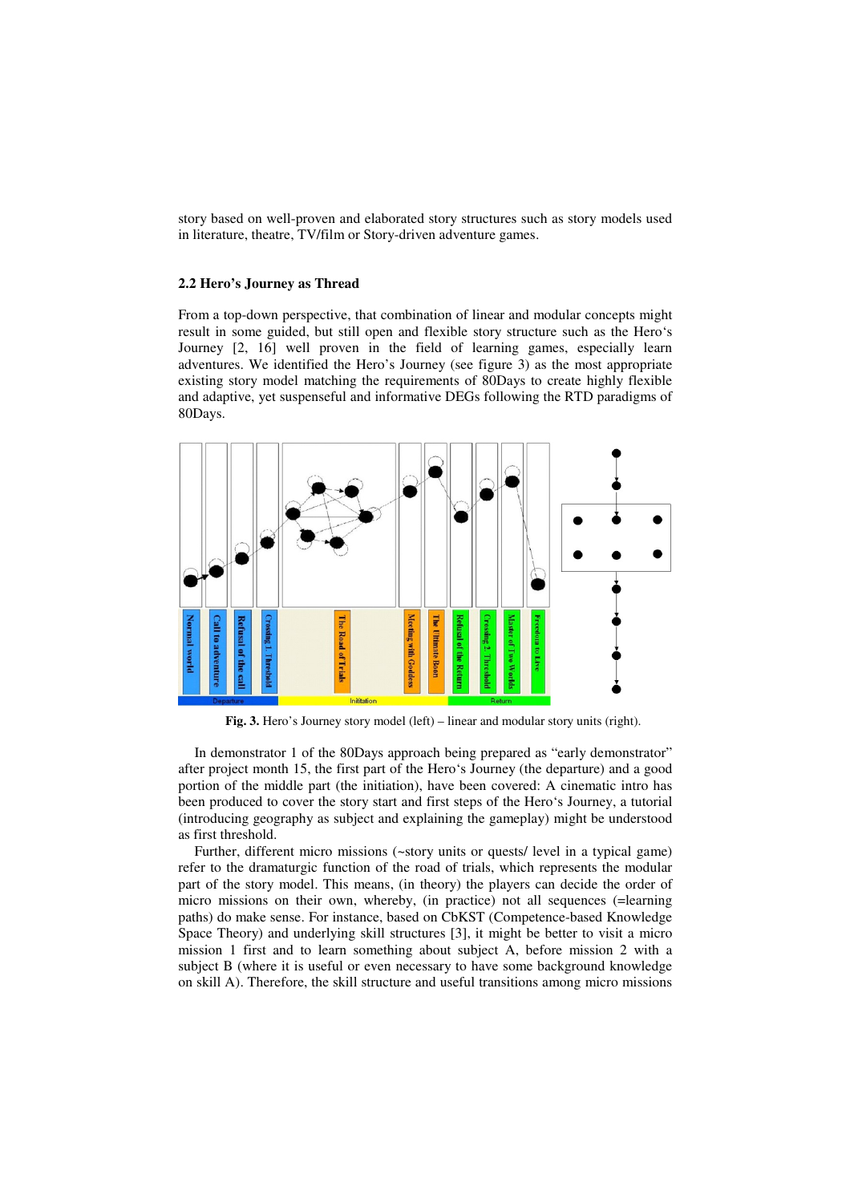story based on well-proven and elaborated story structures such as story models used in literature, theatre, TV/film or Story-driven adventure games.

### 2.2 Hero's Journey as Thread

From a top-down perspective, that combination of linear and modular concepts might result in some guided, but still open and flexible story structure such as the Hero's Journey [2, 16] well proven in the field of learning games, especially learn adventures. We identified the Hero's Journey (see figure 3) as the most appropriate existing story model matching the requirements of 80Days to create highly flexible and adaptive, yet suspenseful and informative DEGs following the RTD paradigms of 80Days.

**Fig. 3.** Hero's Journey story model (left) – linear and modular story units (right).

In demonstrator 1 of the 80Days approach being prepared as "early demonstrator" after project month 15, the first part of the Hero's Journey (the departure) and a good portion of the middle part (the initiation), have been covered: A cinematic intro has been produced to cover the story start and first steps of the Hero's Journey, a tutorial (introducing geography as subject and explaining the gameplay) might be understood as first threshold.

Further, different micro missions (~story units or quests/ level in a typical game) refer to the dramaturgic function of the road of trials, which represents the modular part of the story model. This means, (in theory) the players can decide the order of micro missions on their own, whereby, (in practice) not all sequences (=learning paths) do make sense. For instance, based on CbKST (Competence-based Knowledge Space Theory) and underlying skill structures [3], it might be better to visit a micro mission 1 first and to learn something about subject A, before mission 2 with a subject B (where it is useful or even necessary to have some background knowledge on skill A). Therefore, the skill structure and useful transitions among micro missions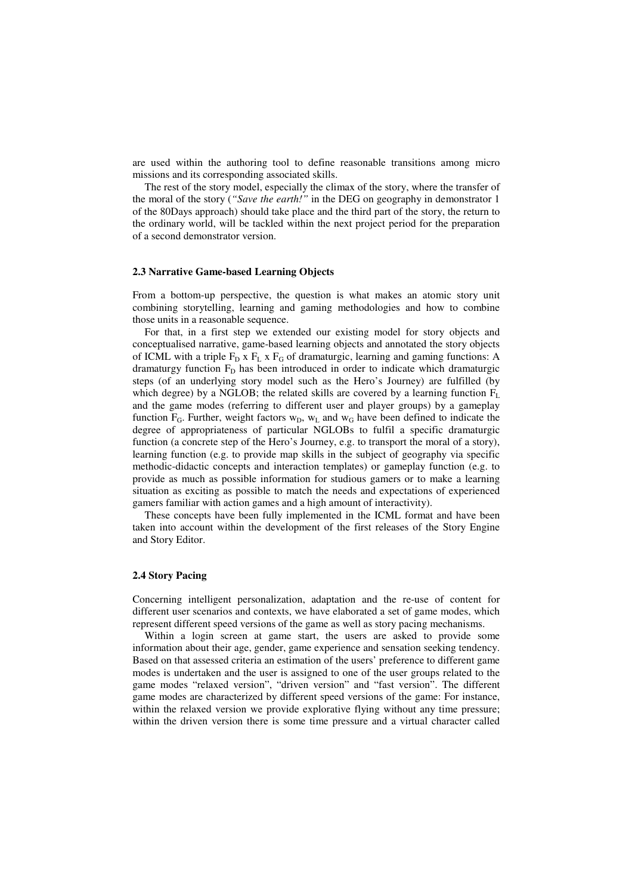are used within the authoring tool to define reasonable transitions among micro missions and its corresponding associated skills.

The rest of the story model, especially the climax of the story, where the transfer of the moral of the story (*"Save the earth!"* in the DEG on geography in demonstrator 1 of the 80Days approach) should take place and the third part of the story, the return to the ordinary world, will be tackled within the next project period for the preparation of a second demonstrator version.

### 2.3 Narrative Game-based Learning Objects

From a bottom-up perspective, the question is what makes an atomic story unit combining storytelling, learning and gaming methodologies and how to combine those units in a reasonable sequence.

For that, in a first step we extended our existing model for story objects and conceptualised narrative, game-based learning objects and annotated the story objects of ICML with a triple $F_D$ x $F_L$ x $F_G$ of dramaturgic, learning and gaming functions: A dramaturgy function $F_D$ has been introduced in order to indicate which dramaturgic steps (of an underlying story model such as the Hero's Journey) are fulfilled (by which degree) by a NGLOB; the related skills are covered by a learning function $F_L$ and the game modes (referring to different user and player groups) by a gameplay function $F_G$. Further, weight factors $w_D$, $w_L$ and $w_G$ have been defined to indicate the degree of appropriateness of particular NGLOBs to fulfil a specific dramaturgic function (a concrete step of the Hero's Journey, e.g. to transport the moral of a story), learning function (e.g. to provide map skills in the subject of geography via specific methodic-didactic concepts and interaction templates) or gameplay function (e.g. to provide as much as possible information for studious gamers or to make a learning situation as exciting as possible to match the needs and expectations of experienced gamers familiar with action games and a high amount of interactivity).

These concepts have been fully implemented in the ICML format and have been taken into account within the development of the first releases of the Story Engine and Story Editor.

### 2.4 Story Pacing

Concerning intelligent personalization, adaptation and the re-use of content for different user scenarios and contexts, we have elaborated a set of game modes, which represent different speed versions of the game as well as story pacing mechanisms.

Within a login screen at game start, the users are asked to provide some information about their age, gender, game experience and sensation seeking tendency. Based on that assessed criteria an estimation of the users' preference to different game modes is undertaken and the user is assigned to one of the user groups related to the game modes "relaxed version", "driven version" and "fast version". The different game modes are characterized by different speed versions of the game: For instance, within the relaxed version we provide explorative flying without any time pressure; within the driven version there is some time pressure and a virtual character called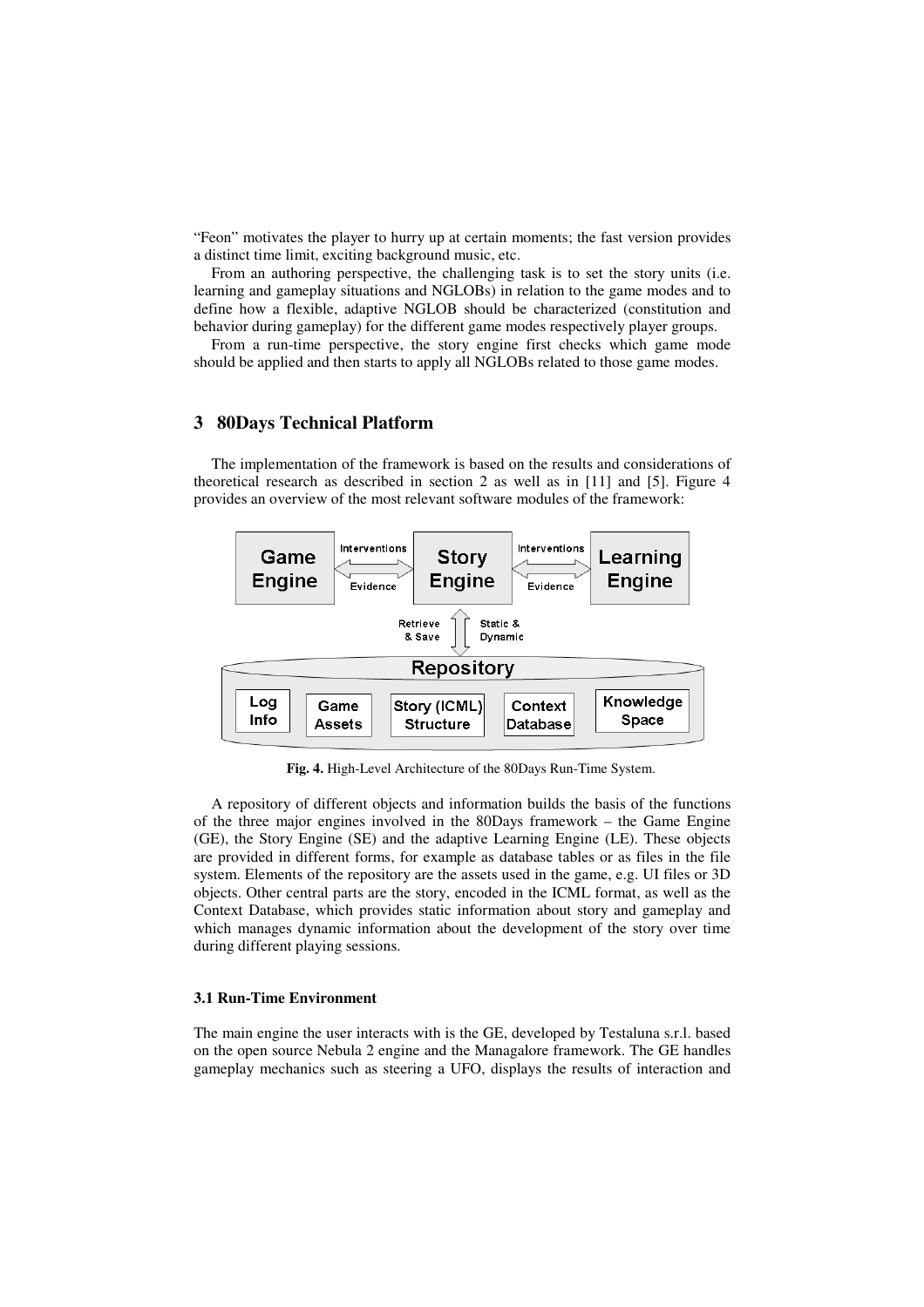"Feon" motivates the player to hurry up at certain moments; the fast version provides a distinct time limit, exciting background music, etc.

From an authoring perspective, the challenging task is to set the story units (i.e. learning and gameplay situations and NGLOBs) in relation to the game modes and to define how a flexible, adaptive NGLOB should be characterized (constitution and behavior during gameplay) for the different game modes respectively player groups.

From a run-time perspective, the story engine first checks which game mode should be applied and then starts to apply all NGLOBs related to those game modes.

## 3 80Days Technical Platform

The implementation of the framework is based on the results and considerations of theoretical research as described in section 2 as well as in [11] and [5]. Figure 4 provides an overview of the most relevant software modules of the framework:

**Fig. 4.** High-Level Architecture of the 80Days Run-Time System.

A repository of different objects and information builds the basis of the functions of the three major engines involved in the 80Days framework – the Game Engine (GE), the Story Engine (SE) and the adaptive Learning Engine (LE). These objects are provided in different forms, for example as database tables or as files in the file system. Elements of the repository are the assets used in the game, e.g. UI files or 3D objects. Other central parts are the story, encoded in the ICML format, as well as the Context Database, which provides static information about story and gameplay and which manages dynamic information about the development of the story over time during different playing sessions.

### 3.1 Run-Time Environment

The main engine the user interacts with is the GE, developed by Testaluna s.r.l. based on the open source Nebula 2 engine and the Managalore framework. The GE handles gameplay mechanics such as steering a UFO, displays the results of interaction and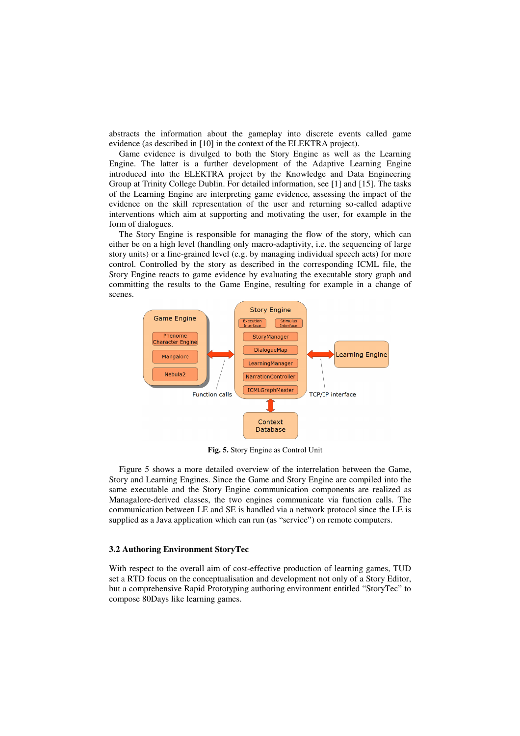abstracts the information about the gameplay into discrete events called game evidence (as described in [10] in the context of the ELEKTRA project).

Game evidence is divulged to both the Story Engine as well as the Learning Engine. The latter is a further development of the Adaptive Learning Engine introduced into the ELEKTRA project by the Knowledge and Data Engineering Group at Trinity College Dublin. For detailed information, see [1] and [15]. The tasks of the Learning Engine are interpreting game evidence, assessing the impact of the evidence on the skill representation of the user and returning so-called adaptive interventions which aim at supporting and motivating the user, for example in the form of dialogues.

The Story Engine is responsible for managing the flow of the story, which can either be on a high level (handling only macro-adaptivity, i.e. the sequencing of large story units) or a fine-grained level (e.g. by managing individual speech acts) for more control. Controlled by the story as described in the corresponding ICML file, the Story Engine reacts to game evidence by evaluating the executable story graph and committing the results to the Game Engine, resulting for example in a change of scenes.

**Fig. 5.** Story Engine as Control Unit

Figure 5 shows a more detailed overview of the interrelation between the Game, Story and Learning Engines. Since the Game and Story Engine are compiled into the same executable and the Story Engine communication components are realized as Managalore-derived classes, the two engines communicate via function calls. The communication between LE and SE is handled via a network protocol since the LE is supplied as a Java application which can run (as "service") on remote computers.

### 3.2 Authoring Environment StoryTec

With respect to the overall aim of cost-effective production of learning games, TUD set a RTD focus on the conceptualisation and development not only of a Story Editor, but a comprehensive Rapid Prototyping authoring environment entitled "StoryTec" to compose 80Days like learning games.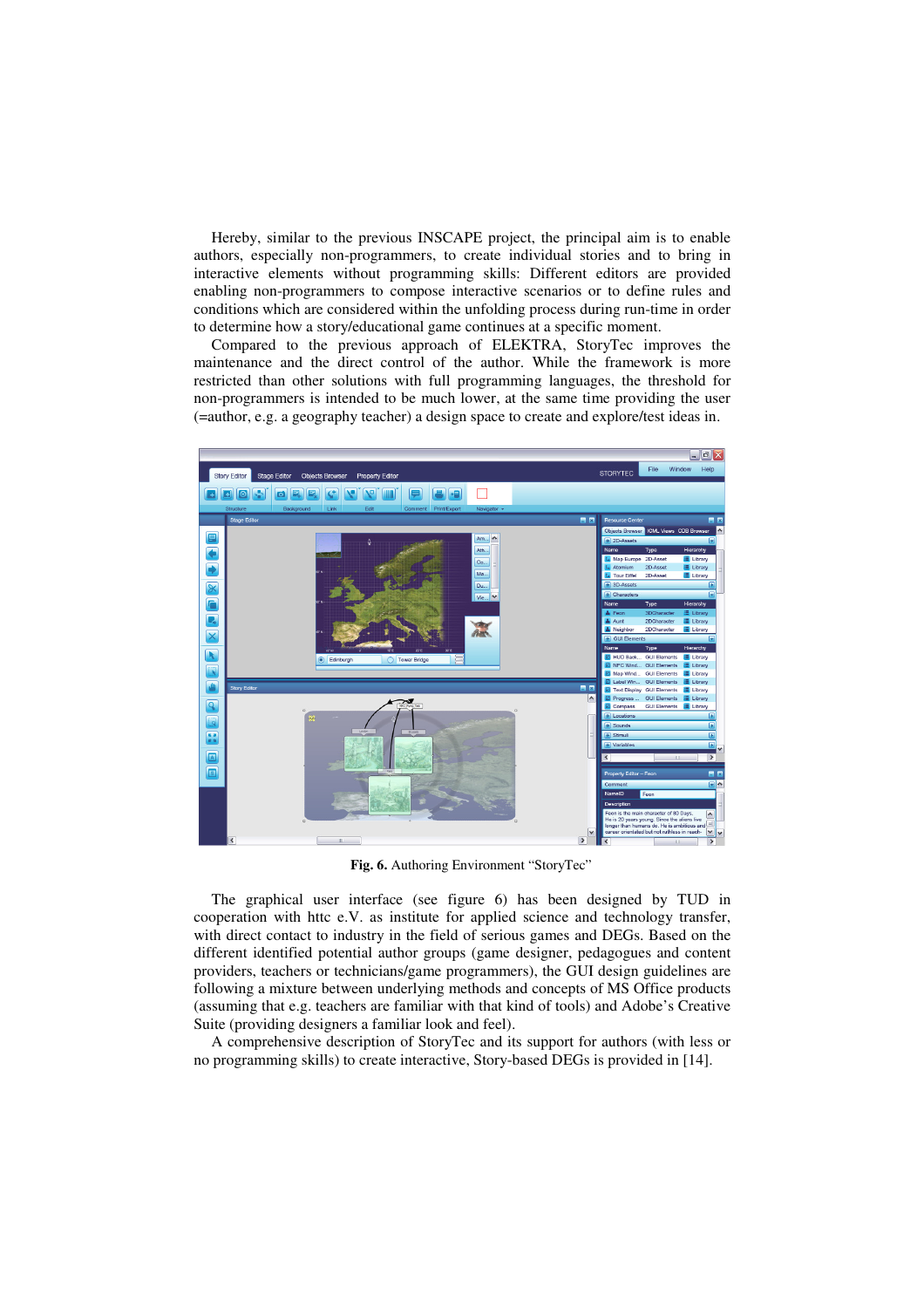Hereby, similar to the previous INSCAPE project, the principal aim is to enable authors, especially non-programmers, to create individual stories and to bring in interactive elements without programming skills: Different editors are provided enabling non-programmers to compose interactive scenarios or to define rules and conditions which are considered within the unfolding process during run-time in order to determine how a story/educational game continues at a specific moment.

Compared to the previous approach of ELEKTRA, StoryTec improves the maintenance and the direct control of the author. While the framework is more restricted than other solutions with full programming languages, the threshold for non-programmers is intended to be much lower, at the same time providing the user (=author, e.g. a geography teacher) a design space to create and explore/test ideas in.

**Fig. 6.** Authoring Environment "StoryTec"

The graphical user interface (see figure 6) has been designed by TUD in cooperation with httc e.V. as institute for applied science and technology transfer, with direct contact to industry in the field of serious games and DEGs. Based on the different identified potential author groups (game designer, pedagogues and content providers, teachers or technicians/game programmers), the GUI design guidelines are following a mixture between underlying methods and concepts of MS Office products (assuming that e.g. teachers are familiar with that kind of tools) and Adobe's Creative Suite (providing designers a familiar look and feel).

A comprehensive description of StoryTec and its support for authors (with less or no programming skills) to create interactive, Story-based DEGs is provided in [14].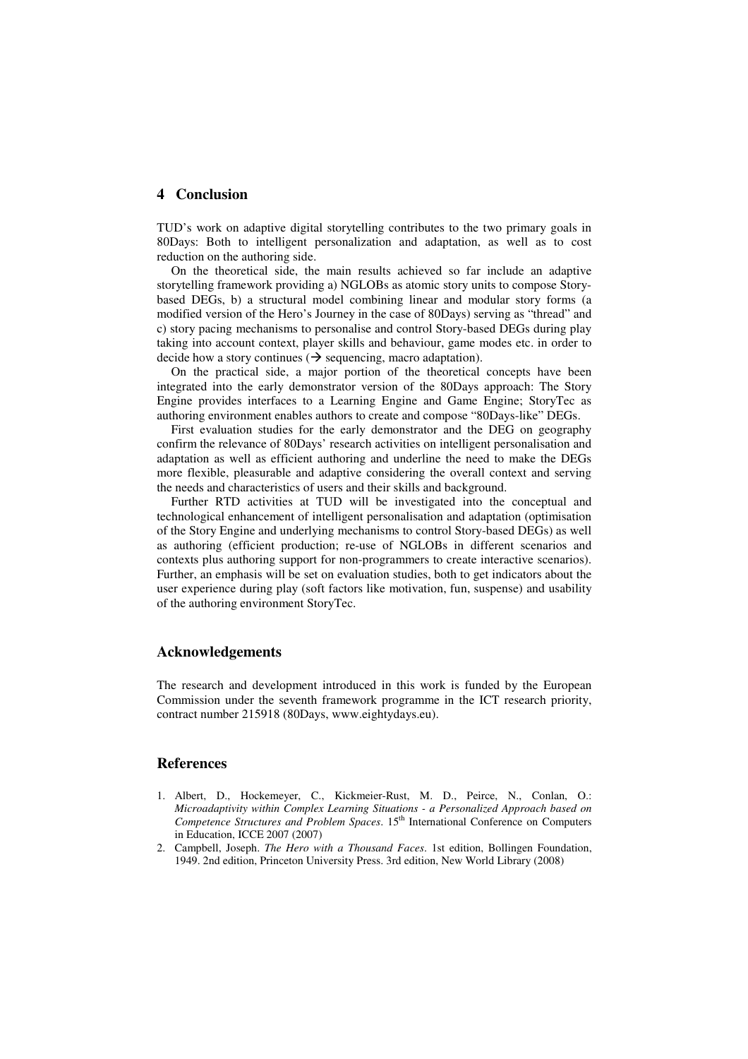## 4 Conclusion

TUD's work on adaptive digital storytelling contributes to the two primary goals in 80Days: Both to intelligent personalization and adaptation, as well as to cost reduction on the authoring side.

On the theoretical side, the main results achieved so far include an adaptive storytelling framework providing a) NGLOBs as atomic story units to compose Story-based DEGs, b) a structural model combining linear and modular story forms (a modified version of the Hero's Journey in the case of 80Days) serving as "thread" and c) story pacing mechanisms to personalise and control Story-based DEGs during play taking into account context, player skills and behaviour, game modes etc. in order to decide how a story continues (→ sequencing, macro adaptation).

On the practical side, a major portion of the theoretical concepts have been integrated into the early demonstrator version of the 80Days approach: The Story Engine provides interfaces to a Learning Engine and Game Engine; StoryTec as authoring environment enables authors to create and compose "80Days-like" DEGs.

First evaluation studies for the early demonstrator and the DEG on geography confirm the relevance of 80Days' research activities on intelligent personalisation and adaptation as well as efficient authoring and underline the need to make the DEGs more flexible, pleasurable and adaptive considering the overall context and serving the needs and characteristics of users and their skills and background.

Further RTD activities at TUD will be investigated into the conceptual and technological enhancement of intelligent personalisation and adaptation (optimisation of the Story Engine and underlying mechanisms to control Story-based DEGs) as well as authoring (efficient production; re-use of NGLOBs in different scenarios and contexts plus authoring support for non-programmers to create interactive scenarios). Further, an emphasis will be set on evaluation studies, both to get indicators about the user experience during play (soft factors like motivation, fun, suspense) and usability of the authoring environment StoryTec.

## Acknowledgements

The research and development introduced in this work is funded by the European Commission under the seventh framework programme in the ICT research priority, contract number 215918 (80Days, www.eightydays.eu).

## References

1. Albert, D., Hockemeyer, C., Kickmeier-Rust, M. D., Peirce, N., Conlan, O.: *Microadaptivity within Complex Learning Situations - a Personalized Approach based on Competence Structures and Problem Spaces*. 15th International Conference on Computers in Education, ICCE 2007 (2007)
2. Campbell, Joseph. *The Hero with a Thousand Faces*. 1st edition, Bollingen Foundation, 1949. 2nd edition, Princeton University Press. 3rd edition, New World Library (2008)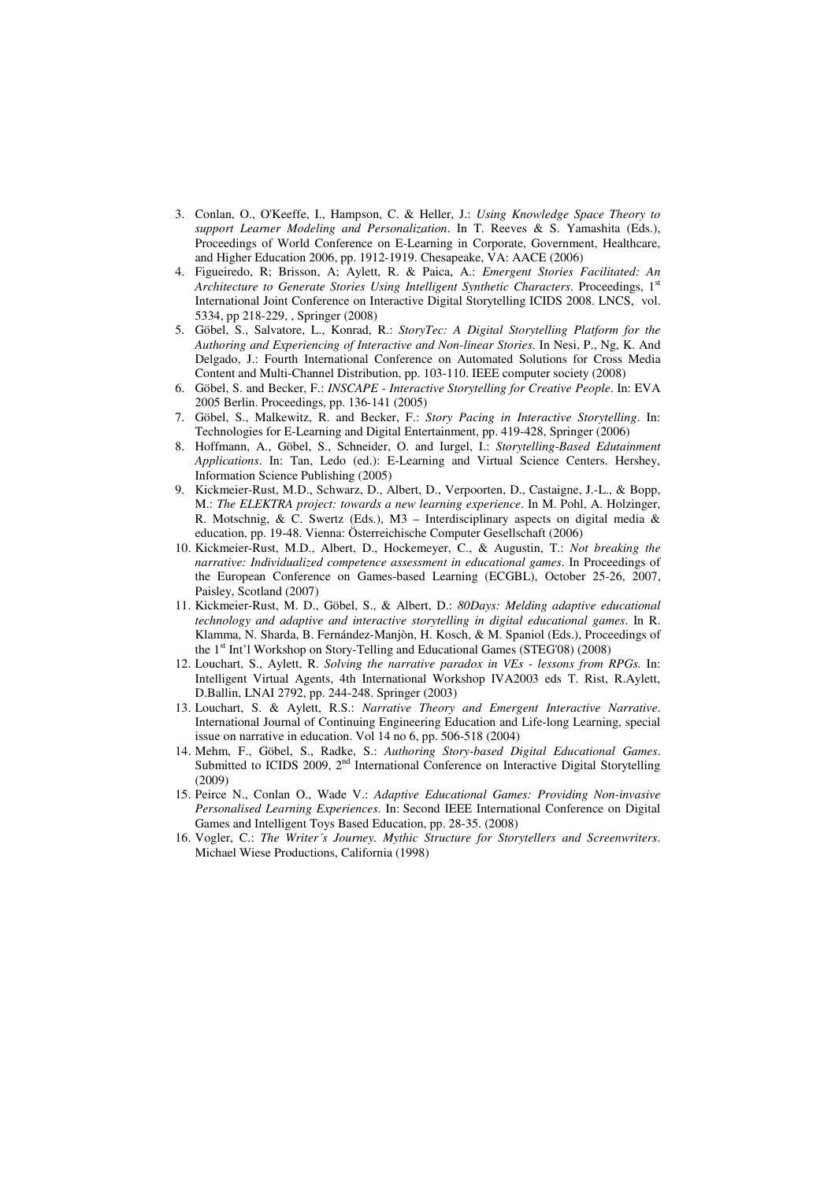3. Conlan, O., O'Keeffe, I., Hampson, C. & Heller, J.: *Using Knowledge Space Theory to support Learner Modeling and Personalization*. In T. Reeves & S. Yamashita (Eds.), Proceedings of World Conference on E-Learning in Corporate, Government, Healthcare, and Higher Education 2006, pp. 1912-1919. Chesapeake, VA: AACE (2006)
4. Figueiredo, R; Brisson, A; Aylett, R. & Paica, A.: *Emergent Stories Facilitated: An Architecture to Generate Stories Using Intelligent Synthetic Characters*. Proceedings, 1st International Joint Conference on Interactive Digital Storytelling ICIDS 2008. LNCS, vol. 5334, pp 218-229, , Springer (2008)
5. Göbel, S., Salvatore, L., Konrad, R.: *StoryTec: A Digital Storytelling Platform for the Authoring and Experiencing of Interactive and Non-linear Stories*. In Nesi, P., Ng, K. And Delgado, J.: Fourth International Conference on Automated Solutions for Cross Media Content and Multi-Channel Distribution, pp. 103-110. IEEE computer society (2008)
6. Göbel, S. and Becker, F.: *INSCAPE - Interactive Storytelling for Creative People*. In: EVA 2005 Berlin. Proceedings, pp. 136-141 (2005)
7. Göbel, S., Malkewitz, R. and Becker, F.: *Story Pacing in Interactive Storytelling*. In: Technologies for E-Learning and Digital Entertainment, pp. 419-428, Springer (2006)
8. Hoffmann, A., Göbel, S., Schneider, O. and Iurgel, I.: *Storytelling-Based Edutainment Applications*. In: Tan, Ledo (ed.): E-Learning and Virtual Science Centers. Hershey, Information Science Publishing (2005)
9. Kickmeier-Rust, M.D., Schwarz, D., Albert, D., Verpoorten, D., Castaigne, J.-L., & Bopp, M.: *The ELEKTRA project: towards a new learning experience*. In M. Pohl, A. Holzinger, R. Motschnig, & C. Swertz (Eds.), M3 – Interdisciplinary aspects on digital media & education, pp. 19-48. Vienna: Österreichische Computer Gesellschaft (2006)
10. Kickmeier-Rust, M.D., Albert, D., Hockemeyer, C., & Augustin, T.: *Not breaking the narrative: Individualized competence assessment in educational games*. In Proceedings of the European Conference on Games-based Learning (ECGBL), October 25-26, 2007, Paisley, Scotland (2007)
11. Kickmeier-Rust, M. D., Göbel, S., & Albert, D.: *80Days: Melding adaptive educational technology and adaptive and interactive storytelling in digital educational games*. In R. Klamma, N. Sharda, B. Fernández-Manjòn, H. Kosch, & M. Spaniol (Eds.), Proceedings of the 1st Int'l Workshop on Story-Telling and Educational Games (STEG'08) (2008)
12. Louchart, S., Aylett, R. *Solving the narrative paradox in VEs - lessons from RPGs.* In: Intelligent Virtual Agents, 4th International Workshop IVA2003 eds T. Rist, R.Aylett, D.Ballin, LNAI 2792, pp. 244-248. Springer (2003)
13. Louchart, S. & Aylett, R.S.: *Narrative Theory and Emergent Interactive Narrative*. International Journal of Continuing Engineering Education and Life-long Learning, special issue on narrative in education. Vol 14 no 6, pp. 506-518 (2004)
14. Mehm, F., Göbel, S., Radke, S.: *Authoring Story-based Digital Educational Games*. Submitted to ICIDS 2009, 2nd International Conference on Interactive Digital Storytelling (2009)
15. Peirce N., Conlan O., Wade V.: *Adaptive Educational Games: Providing Non-invasive Personalised Learning Experiences.* In: Second IEEE International Conference on Digital Games and Intelligent Toys Based Education, pp. 28-35. (2008)
16. Vogler, C.: *The Writer´s Journey. Mythic Structure for Storytellers and Screenwriters*. Michael Wiese Productions, California (1998)